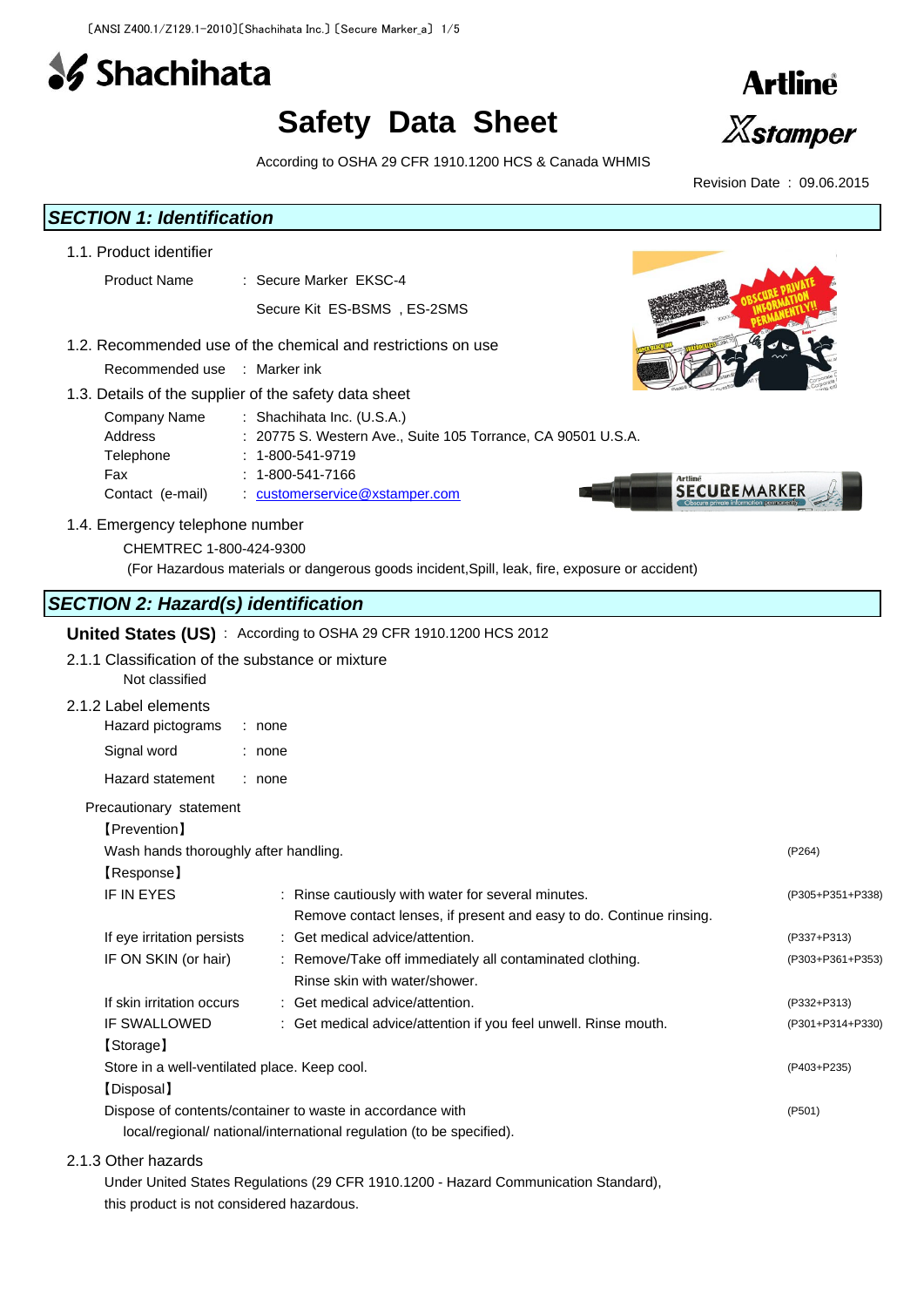# Safety Data Sheet

According to OSHA 29 CFR 1910.1200 HCS & Canada WHMIS

Revision Date : 09.06.2015

## SECTION 1: Identification

### 1.1. Product identifier

Product Name : Secure Marker EKSC-4

Secure Kit ES-BSMS , ES-2SMS

### 1.2. Recommended use of the chemical and restrictions on use

Recommended use : Marker ink

### 1.3. Details of the supplier of the safety data sheet

| | |
|---|---|
| Company Name | : Shachihata Inc. (U.S.A.) |
| Address | : 20775 S. Western Ave., Suite 105 Torrance, CA 90501 U.S.A. |
| Telephone | : 1-800-541-9719 |
| Fax | : 1-800-541-7166 |
| Contact (e-mail) | : customerservice@xstamper.com |

### 1.4. Emergency telephone number

CHEMTREC 1-800-424-9300

(For Hazardous materials or dangerous goods incident,Spill, leak, fire, exposure or accident)

## SECTION 2: Hazard(s) identification

**United States (US)** : According to OSHA 29 CFR 1910.1200 HCS 2012

### 2.1.1 Classification of the substance or mixture

Not classified

### 2.1.2 Label elements

Hazard pictograms : none

Signal word : none

Hazard statement : none

Precautionary statement

【Prevention】

Wash hands thoroughly after handling. (P264)

【Response】

| | | |
|---|---|---|
| IF IN EYES | : Rinse cautiously with water for several minutes. Remove contact lenses, if present and easy to do. Continue rinsing. | (P305+P351+P338) |
| If eye irritation persists | : Get medical advice/attention. | (P337+P313) |
| IF ON SKIN (or hair) | : Remove/Take off immediately all contaminated clothing. Rinse skin with water/shower. | (P303+P361+P353) |
| If skin irritation occurs | : Get medical advice/attention. | (P332+P313) |
| IF SWALLOWED | : Get medical advice/attention if you feel unwell. Rinse mouth. | (P301+P314+P330) |

【Storage】

Store in a well-ventilated place. Keep cool. (P403+P235)

【Disposal】

Dispose of contents/container to waste in accordance with local/regional/ national/international regulation (to be specified). (P501)

### 2.1.3 Other hazards

Under United States Regulations (29 CFR 1910.1200 - Hazard Communication Standard), this product is not considered hazardous.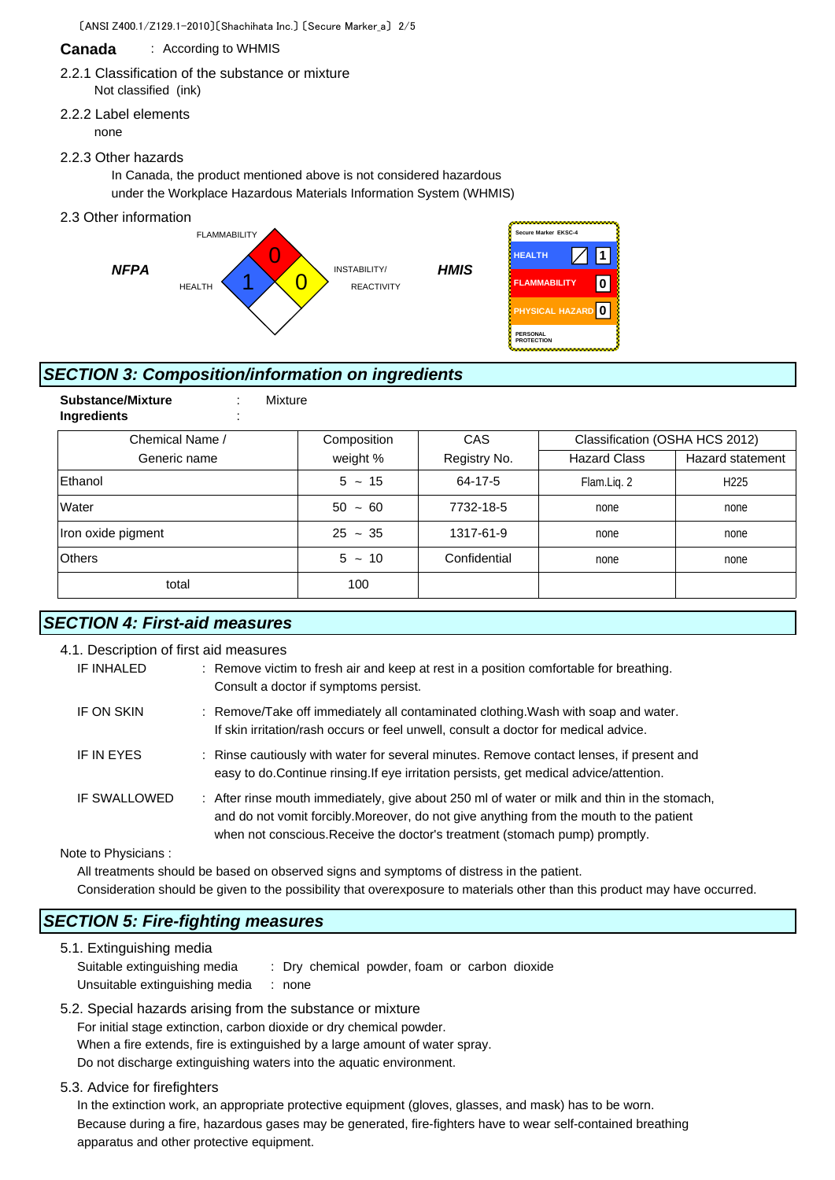**Canada** : According to WHMIS

2.2.1 Classification of the substance or mixture

Not classified (ink)

2.2.2 Label elements

none

2.2.3 Other hazards

In Canada, the product mentioned above is not considered hazardous under the Workplace Hazardous Materials Information System (WHMIS)

2.3 Other information

***NFPA***

FLAMMABILITY 0
HEALTH 1
INSTABILITY/ REACTIVITY 0

***HMIS***

Secure Marker EKSC-4

| | |
|---|---|
| HEALTH | 1 |
| FLAMMABILITY | 0 |
| PHYSICAL HAZARD | 0 |
| PERSONAL PROTECTION | |

## SECTION 3: Composition/information on ingredients

**Substance/Mixture** : Mixture

**Ingredients** :

| Chemical Name / Generic name | Composition weight % | CAS Registry No. | Classification (OSHA HCS 2012) | |
|---|---|---|---|---|
| | | | Hazard Class | Hazard statement |
| Ethanol | 5 ~ 15 | 64-17-5 | Flam.Liq. 2 | H225 |
| Water | 50 ~ 60 | 7732-18-5 | none | none |
| Iron oxide pigment | 25 ~ 35 | 1317-61-9 | none | none |
| Others | 5 ~ 10 | Confidential | none | none |
| total | 100 | | | |

## SECTION 4: First-aid measures

4.1. Description of first aid measures

IF INHALED : Remove victim to fresh air and keep at rest in a position comfortable for breathing. Consult a doctor if symptoms persist.

IF ON SKIN : Remove/Take off immediately all contaminated clothing.Wash with soap and water. If skin irritation/rash occurs or feel unwell, consult a doctor for medical advice.

IF IN EYES : Rinse cautiously with water for several minutes. Remove contact lenses, if present and easy to do.Continue rinsing.If eye irritation persists, get medical advice/attention.

IF SWALLOWED : After rinse mouth immediately, give about 250 ml of water or milk and thin in the stomach, and do not vomit forcibly.Moreover, do not give anything from the mouth to the patient when not conscious.Receive the doctor's treatment (stomach pump) promptly.

Note to Physicians :

All treatments should be based on observed signs and symptoms of distress in the patient.
Consideration should be given to the possibility that overexposure to materials other than this product may have occurred.

## SECTION 5: Fire-fighting measures

5.1. Extinguishing media

Suitable extinguishing media : Dry chemical powder, foam or carbon dioxide
Unsuitable extinguishing media : none

5.2. Special hazards arising from the substance or mixture

For initial stage extinction, carbon dioxide or dry chemical powder.
When a fire extends, fire is extinguished by a large amount of water spray.
Do not discharge extinguishing waters into the aquatic environment.

5.3. Advice for firefighters

In the extinction work, an appropriate protective equipment (gloves, glasses, and mask) has to be worn.
Because during a fire, hazardous gases may be generated, fire-fighters have to wear self-contained breathing apparatus and other protective equipment.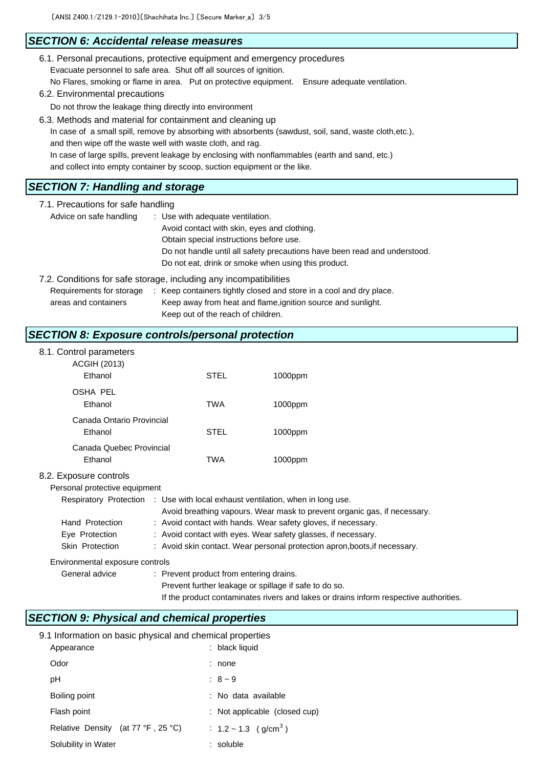## SECTION 6: Accidental release measures

6.1. Personal precautions, protective equipment and emergency procedures

Evacuate personnel to safe area. Shut off all sources of ignition.

No Flares, smoking or flame in area. Put on protective equipment. Ensure adequate ventilation.

6.2. Environmental precautions

Do not throw the leakage thing directly into environment

6.3. Methods and material for containment and cleaning up

In case of a small spill, remove by absorbing with absorbents (sawdust, soil, sand, waste cloth,etc.), and then wipe off the waste well with waste cloth, and rag.

In case of large spills, prevent leakage by enclosing with nonflammables (earth and sand, etc.) and collect into empty container by scoop, suction equipment or the like.

## SECTION 7: Handling and storage

7.1. Precautions for safe handling

Advice on safe handling : Use with adequate ventilation.
Avoid contact with skin, eyes and clothing.
Obtain special instructions before use.
Do not handle until all safety precautions have been read and understood.
Do not eat, drink or smoke when using this product.

7.2. Conditions for safe storage, including any incompatibilities

Requirements for storage areas and containers : Keep containers tightly closed and store in a cool and dry place.
Keep away from heat and flame,ignition source and sunlight.
Keep out of the reach of children.

## SECTION 8: Exposure controls/personal protection

8.1. Control parameters

| | | |
|---|---|---|
| **ACGIH (2013)** | | |
| Ethanol | STEL | 1000ppm |
| **OSHA PEL** | | |
| Ethanol | TWA | 1000ppm |
| **Canada Ontario Provincial** | | |
| Ethanol | STEL | 1000ppm |
| **Canada Quebec Provincial** | | |
| Ethanol | TWA | 1000ppm |

8.2. Exposure controls

Personal protective equipment

- Respiratory Protection : Use with local exhaust ventilation, when in long use. Avoid breathing vapours. Wear mask to prevent organic gas, if necessary.
- Hand Protection : Avoid contact with hands. Wear safety gloves, if necessary.
- Eye Protection : Avoid contact with eyes. Wear safety glasses, if necessary.
- Skin Protection : Avoid skin contact. Wear personal protection apron,boots,if necessary.

Environmental exposure controls

General advice : Prevent product from entering drains.
Prevent further leakage or spillage if safe to do so.
If the product contaminates rivers and lakes or drains inform respective authorities.

## SECTION 9: Physical and chemical properties

9.1 Information on basic physical and chemical properties

| | |
|---|---|
| Appearance | : black liquid |
| Odor | : none |
| pH | : 8 ~ 9 |
| Boiling point | : No data available |
| Flash point | : Not applicable (closed cup) |
| Relative Density (at 77 °F , 25 °C) | : 1.2 ~ 1.3 ( $g/cm^3$ ) |
| Solubility in Water | : soluble |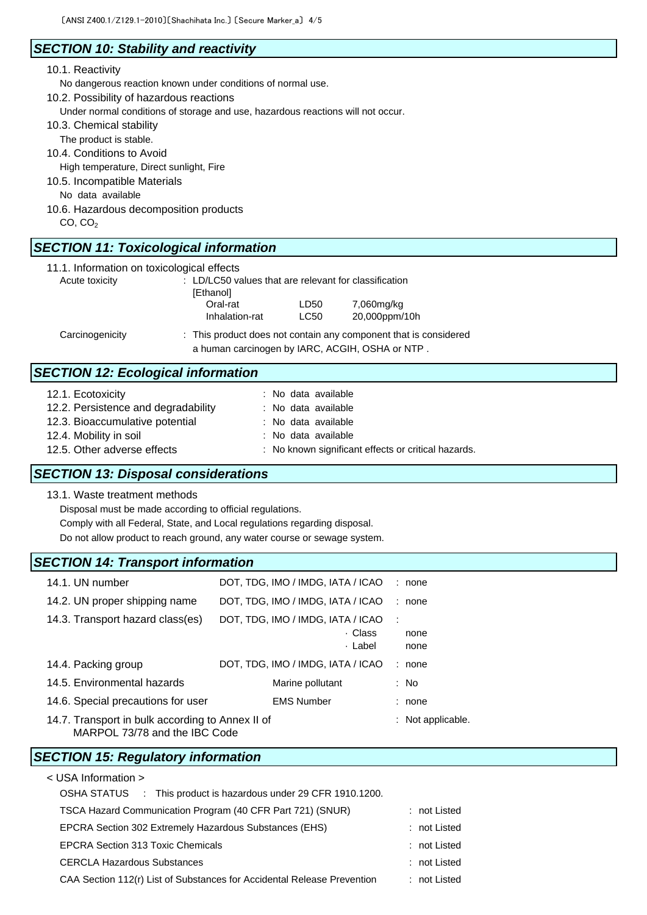## SECTION 10: Stability and reactivity

10.1. Reactivity

No dangerous reaction known under conditions of normal use.

10.2. Possibility of hazardous reactions

Under normal conditions of storage and use, hazardous reactions will not occur.

10.3. Chemical stability

The product is stable.

10.4. Conditions to Avoid

High temperature, Direct sunlight, Fire

10.5. Incompatible Materials

No data available

10.6. Hazardous decomposition products

CO, $CO_2$

## SECTION 11: Toxicological information

11.1. Information on toxicological effects

Acute toxicity : LD/LC50 values that are relevant for classification

[Ethanol]

| | | |
|---|---|---|
| Oral-rat | LD50 | 7,060mg/kg |
| Inhalation-rat | LC50 | 20,000ppm/10h |

Carcinogenicity : This product does not contain any component that is considered a human carcinogen by IARC, ACGIH, OSHA or NTP .

## SECTION 12: Ecological information

| | |
|---|---|
| 12.1. Ecotoxicity | : No data available |
| 12.2. Persistence and degradability | : No data available |
| 12.3. Bioaccumulative potential | : No data available |
| 12.4. Mobility in soil | : No data available |
| 12.5. Other adverse effects | : No known significant effects or critical hazards. |

## SECTION 13: Disposal considerations

13.1. Waste treatment methods

Disposal must be made according to official regulations.

Comply with all Federal, State, and Local regulations regarding disposal.

Do not allow product to reach ground, any water course or sewage system.

## SECTION 14: Transport information

| | | |
|---|---|---|
| 14.1. UN number | DOT, TDG, IMO / IMDG, IATA / ICAO | : none |
| 14.2. UN proper shipping name | DOT, TDG, IMO / IMDG, IATA / ICAO | : none |
| 14.3. Transport hazard class(es) | DOT, TDG, IMO / IMDG, IATA / ICAO | : |
| | · Class | none |
| | · Label | none |
| 14.4. Packing group | DOT, TDG, IMO / IMDG, IATA / ICAO | : none |
| 14.5. Environmental hazards | Marine pollutant | : No |
| 14.6. Special precautions for user | EMS Number | : none |
| 14.7. Transport in bulk according to Annex II of MARPOL 73/78 and the IBC Code | | : Not applicable. |

## SECTION 15: Regulatory information

< USA Information >

OSHA STATUS : This product is hazardous under 29 CFR 1910.1200.

| | |
|---|---|
| TSCA Hazard Communication Program (40 CFR Part 721) (SNUR) | : not Listed |
| EPCRA Section 302 Extremely Hazardous Substances (EHS) | : not Listed |
| EPCRA Section 313 Toxic Chemicals | : not Listed |
| CERCLA Hazardous Substances | : not Listed |
| CAA Section 112(r) List of Substances for Accidental Release Prevention | : not Listed |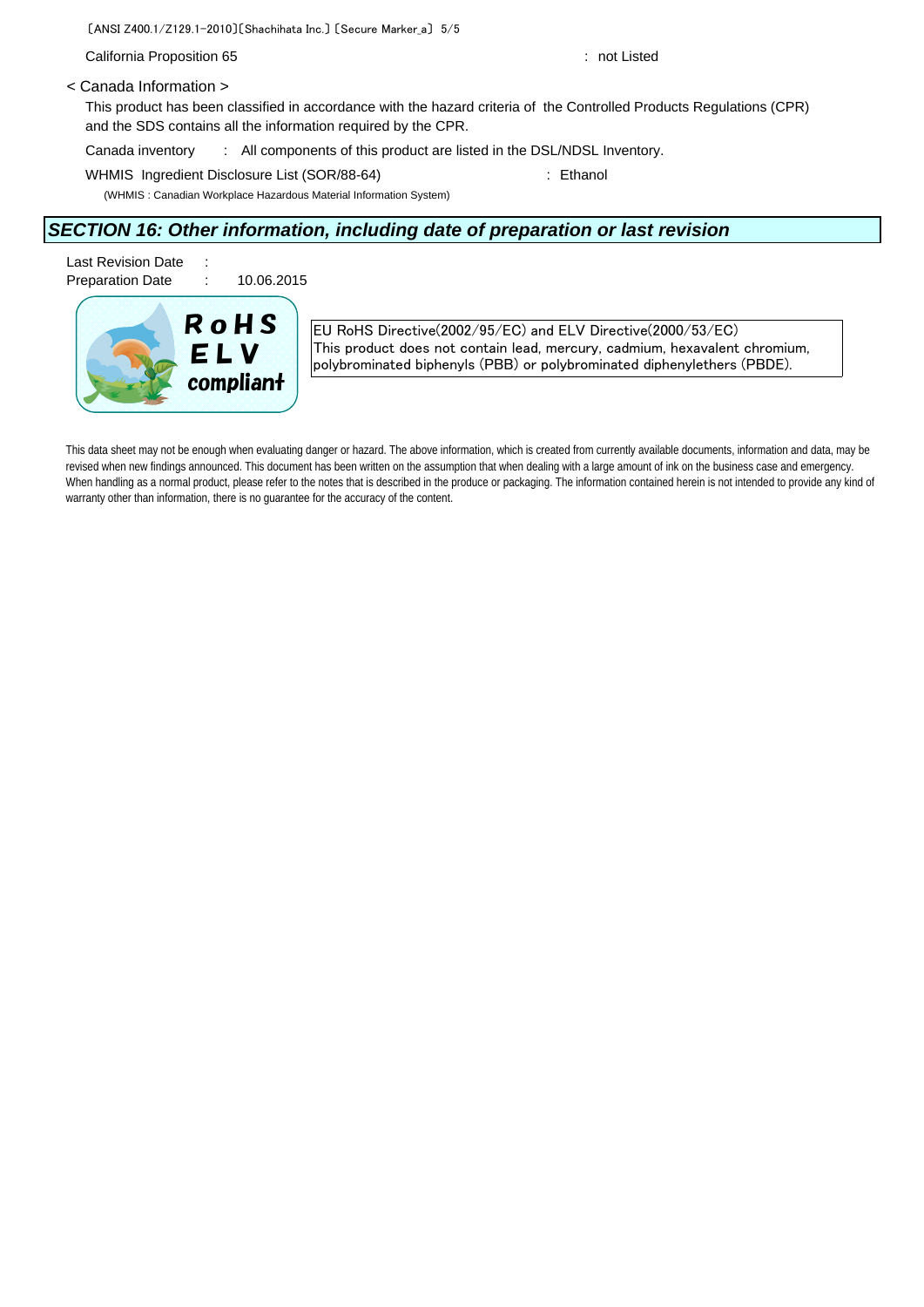California Proposition 65 : not Listed

< Canada Information >

This product has been classified in accordance with the hazard criteria of the Controlled Products Regulations (CPR) and the SDS contains all the information required by the CPR.

Canada inventory : All components of this product are listed in the DSL/NDSL Inventory.

WHMIS Ingredient Disclosure List (SOR/88-64) : Ethanol

(WHMIS : Canadian Workplace Hazardous Material Information System)

## SECTION 16: Other information, including date of preparation or last revision

Last Revision Date :

Preparation Date : 10.06.2015

RoHS ELV compliant

EU RoHS Directive(2002/95/EC) and ELV Directive(2000/53/EC)
This product does not contain lead, mercury, cadmium, hexavalent chromium, polybrominated biphenyls (PBB) or polybrominated diphenylethers (PBDE).

This data sheet may not be enough when evaluating danger or hazard. The above information, which is created from currently available documents, information and data, may be revised when new findings announced. This document has been written on the assumption that when dealing with a large amount of ink on the business case and emergency. When handling as a normal product, please refer to the notes that is described in the produce or packaging. The information contained herein is not intended to provide any kind of warranty other than information, there is no guarantee for the accuracy of the content.